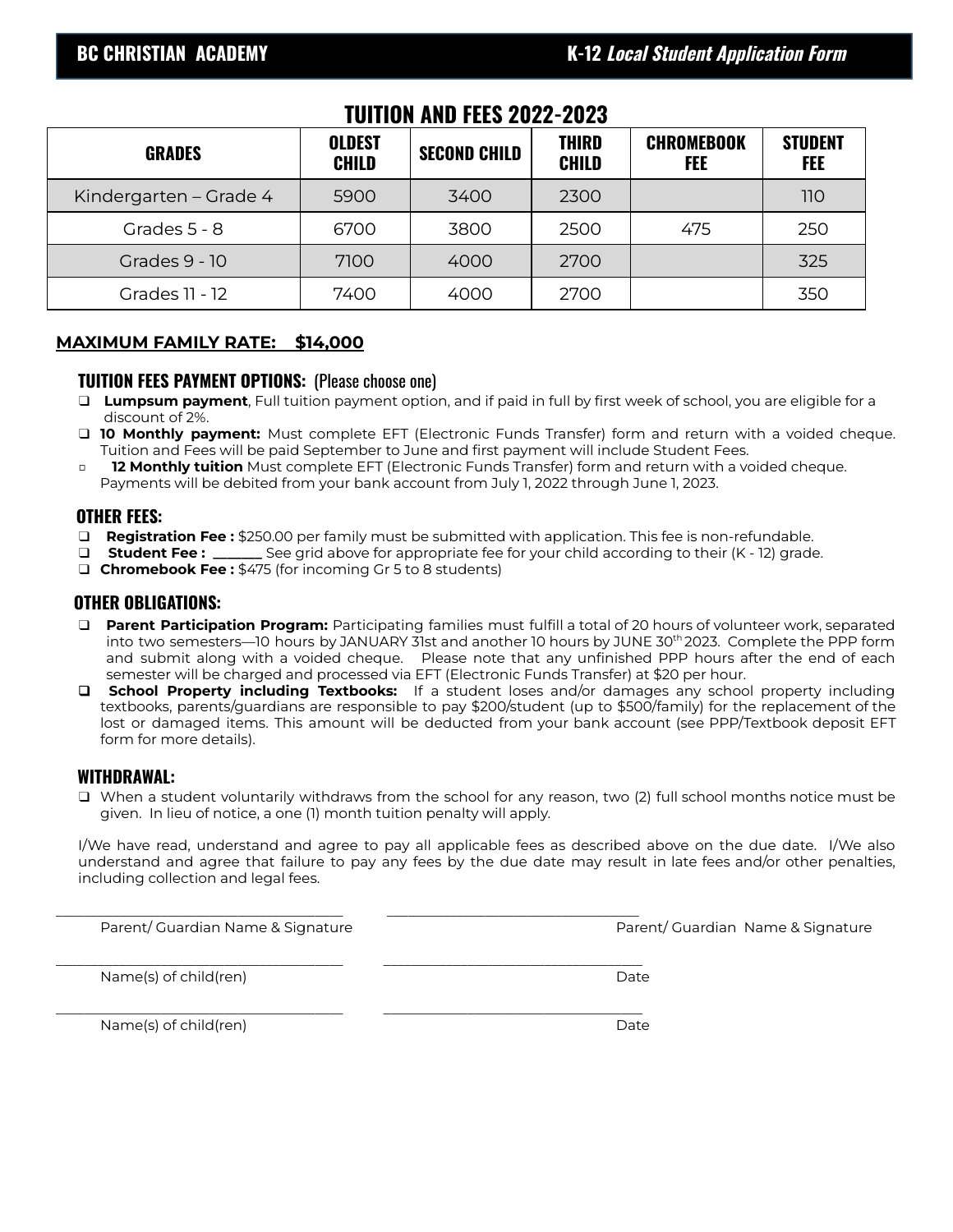**BC CHRISTIAN ACADEMY** **K-12 *Local Student Application Form***

## TUITION AND FEES 2022-2023

| GRADES | OLDEST CHILD | SECOND CHILD | THIRD CHILD | CHROMEBOOK FEE | STUDENT FEE |
|---|---|---|---|---|---|
| Kindergarten – Grade 4 | 5900 | 3400 | 2300 | | 110 |
| Grades 5 - 8 | 6700 | 3800 | 2500 | 475 | 250 |
| Grades 9 - 10 | 7100 | 4000 | 2700 | | 325 |
| Grades 11 - 12 | 7400 | 4000 | 2700 | | 350 |

**MAXIMUM FAMILY RATE: $14,000**

### TUITION FEES PAYMENT OPTIONS: (Please choose one)

- ❑ **Lumpsum payment**, Full tuition payment option, and if paid in full by first week of school, you are eligible for a discount of 2%.
- ❑ **10 Monthly payment:** Must complete EFT (Electronic Funds Transfer) form and return with a voided cheque. Tuition and Fees will be paid September to June and first payment will include Student Fees.
- ▫ **12 Monthly tuition** Must complete EFT (Electronic Funds Transfer) form and return with a voided cheque. Payments will be debited from your bank account from July 1, 2022 through June 1, 2023.

### OTHER FEES:

- ❑ **Registration Fee :** $250.00 per family must be submitted with application. This fee is non-refundable.
- ❑ **Student Fee : ______** See grid above for appropriate fee for your child according to their (K - 12) grade.
- ❑ **Chromebook Fee :** $475 (for incoming Gr 5 to 8 students)

### OTHER OBLIGATIONS:

- ❑ **Parent Participation Program:** Participating families must fulfill a total of 20 hours of volunteer work, separated into two semesters—10 hours by JANUARY 31st and another 10 hours by JUNE 30th 2023. Complete the PPP form and submit along with a voided cheque. Please note that any unfinished PPP hours after the end of each semester will be charged and processed via EFT (Electronic Funds Transfer) at $20 per hour.
- ❑ **School Property including Textbooks:** If a student loses and/or damages any school property including textbooks, parents/guardians are responsible to pay $200/student (up to $500/family) for the replacement of the lost or damaged items. This amount will be deducted from your bank account (see PPP/Textbook deposit EFT form for more details).

### WITHDRAWAL:

- ❑ When a student voluntarily withdraws from the school for any reason, two (2) full school months notice must be given. In lieu of notice, a one (1) month tuition penalty will apply.

I/We have read, understand and agree to pay all applicable fees as described above on the due date. I/We also understand and agree that failure to pay any fees by the due date may result in late fees and/or other penalties, including collection and legal fees.

______________________________ ______________________________

Parent/ Guardian Name & Signature Parent/ Guardian Name & Signature

______________________________ ______________________________

Name(s) of child(ren) Date

______________________________ ______________________________

Name(s) of child(ren) Date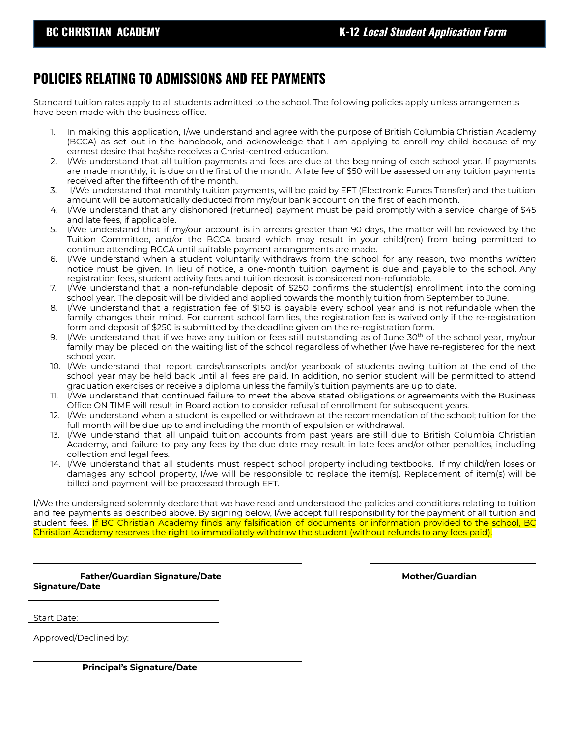## POLICIES RELATING TO ADMISSIONS AND FEE PAYMENTS

Standard tuition rates apply to all students admitted to the school. The following policies apply unless arrangements have been made with the business office.

1. In making this application, I/we understand and agree with the purpose of British Columbia Christian Academy (BCCA) as set out in the handbook, and acknowledge that I am applying to enroll my child because of my earnest desire that he/she receives a Christ-centred education.
2. I/We understand that all tuition payments and fees are due at the beginning of each school year. If payments are made monthly, it is due on the first of the month. A late fee of $50 will be assessed on any tuition payments received after the fifteenth of the month.
3. I/We understand that monthly tuition payments, will be paid by EFT (Electronic Funds Transfer) and the tuition amount will be automatically deducted from my/our bank account on the first of each month.
4. I/We understand that any dishonored (returned) payment must be paid promptly with a service charge of $45 and late fees, if applicable.
5. I/We understand that if my/our account is in arrears greater than 90 days, the matter will be reviewed by the Tuition Committee, and/or the BCCA board which may result in your child(ren) from being permitted to continue attending BCCA until suitable payment arrangements are made.
6. I/We understand when a student voluntarily withdraws from the school for any reason, two months *written* notice must be given. In lieu of notice, a one-month tuition payment is due and payable to the school. Any registration fees, student activity fees and tuition deposit is considered non-refundable.
7. I/We understand that a non-refundable deposit of $250 confirms the student(s) enrollment into the coming school year. The deposit will be divided and applied towards the monthly tuition from September to June.
8. I/We understand that a registration fee of $150 is payable every school year and is not refundable when the family changes their mind. For current school families, the registration fee is waived only if the re-registration form and deposit of $250 is submitted by the deadline given on the re-registration form.
9. I/We understand that if we have any tuition or fees still outstanding as of June 30th of the school year, my/our family may be placed on the waiting list of the school regardless of whether I/we have re-registered for the next school year.
10. I/We understand that report cards/transcripts and/or yearbook of students owing tuition at the end of the school year may be held back until all fees are paid. In addition, no senior student will be permitted to attend graduation exercises or receive a diploma unless the family's tuition payments are up to date.
11. I/We understand that continued failure to meet the above stated obligations or agreements with the Business Office ON TIME will result in Board action to consider refusal of enrollment for subsequent years.
12. I/We understand when a student is expelled or withdrawn at the recommendation of the school; tuition for the full month will be due up to and including the month of expulsion or withdrawal.
13. I/We understand that all unpaid tuition accounts from past years are still due to British Columbia Christian Academy, and failure to pay any fees by the due date may result in late fees and/or other penalties, including collection and legal fees.
14. I/We understand that all students must respect school property including textbooks. If my child/ren loses or damages any school property, I/we will be responsible to replace the item(s). Replacement of item(s) will be billed and payment will be processed through EFT.

I/We the undersigned solemnly declare that we have read and understood the policies and conditions relating to tuition and fee payments as described above. By signing below, I/we accept full responsibility for the payment of all tuition and student fees. If BC Christian Academy finds any falsification of documents or information provided to the school, BC Christian Academy reserves the right to immediately withdraw the student (without refunds to any fees paid).

______________________________
**Father/Guardian Signature/Date**

______________________________
**Mother/Guardian Signature/Date**

Start Date:

Approved/Declined by:

______________________________
**Principal's Signature/Date**